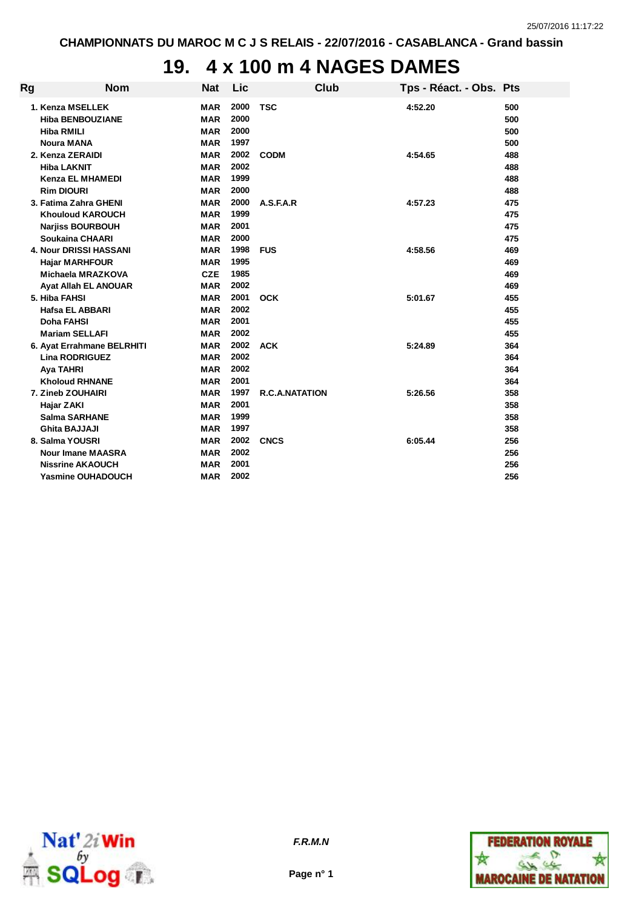CHAMPIONNATS DU MAROC M C J S RELAIS - 22/07/2016 - CASABLANCA - Grand bassin

# 19. 4 x 100 m 4 NAGES DAMES

| Rg | Nom | Nat | Lic | Club | Tps - Réact. - Obs. | Pts |
|---|---|---|---|---|---|---|
| 1. | Kenza MSELLEK | MAR | 2000 | TSC | 4:52.20 | 500 |
| | Hiba BENBOUZIANE | MAR | 2000 | | | 500 |
| | Hiba RMILI | MAR | 2000 | | | 500 |
| | Noura MANA | MAR | 1997 | | | 500 |
| 2. | Kenza ZERAIDI | MAR | 2002 | CODM | 4:54.65 | 488 |
| | Hiba LAKNIT | MAR | 2002 | | | 488 |
| | Kenza EL MHAMEDI | MAR | 1999 | | | 488 |
| | Rim DIOURI | MAR | 2000 | | | 488 |
| 3. | Fatima Zahra GHENI | MAR | 2000 | A.S.F.A.R | 4:57.23 | 475 |
| | Khouloud KAROUCH | MAR | 1999 | | | 475 |
| | Narjiss BOURBOUH | MAR | 2001 | | | 475 |
| | Soukaina CHAARI | MAR | 2000 | | | 475 |
| 4. | Nour DRISSI HASSANI | MAR | 1998 | FUS | 4:58.56 | 469 |
| | Hajar MARHFOUR | MAR | 1995 | | | 469 |
| | Michaela MRAZKOVA | CZE | 1985 | | | 469 |
| | Ayat Allah EL ANOUAR | MAR | 2002 | | | 469 |
| 5. | Hiba FAHSI | MAR | 2001 | OCK | 5:01.67 | 455 |
| | Hafsa EL ABBARI | MAR | 2002 | | | 455 |
| | Doha FAHSI | MAR | 2001 | | | 455 |
| | Mariam SELLAFI | MAR | 2002 | | | 455 |
| 6. | Ayat Errahmane BELRHITI | MAR | 2002 | ACK | 5:24.89 | 364 |
| | Lina RODRIGUEZ | MAR | 2002 | | | 364 |
| | Aya TAHRI | MAR | 2002 | | | 364 |
| | Kholoud RHNANE | MAR | 2001 | | | 364 |
| 7. | Zineb ZOUHAIRI | MAR | 1997 | R.C.A.NATATION | 5:26.56 | 358 |
| | Hajar ZAKI | MAR | 2001 | | | 358 |
| | Salma SARHANE | MAR | 1999 | | | 358 |
| | Ghita BAJJAJI | MAR | 1997 | | | 358 |
| 8. | Salma YOUSRI | MAR | 2002 | CNCS | 6:05.44 | 256 |
| | Nour Imane MAASRA | MAR | 2002 | | | 256 |
| | Nissrine AKAOUCH | MAR | 2001 | | | 256 |
| | Yasmine OUHADOUCH | MAR | 2002 | | | 256 |

*F.R.M.N*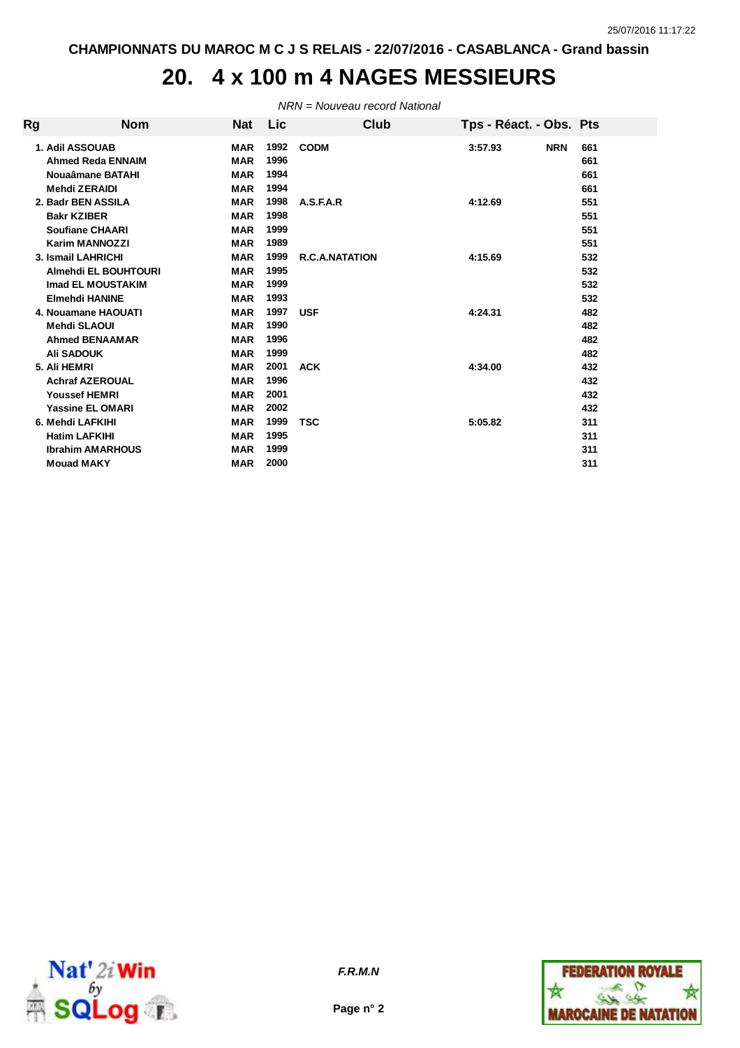# 20. 4 x 100 m 4 NAGES MESSIEURS

*NRN = Nouveau record National*

| Rg | Nom | Nat | Lic | Club | Tps - Réact. - Obs. | | Pts |
|---|---|---|---|---|---|---|---|
| 1. | Adil ASSOUAB | MAR | 1992 | CODM | 3:57.93 | NRN | 661 |
| | Ahmed Reda ENNAIM | MAR | 1996 | | | | 661 |
| | Nouaâmane BATAHI | MAR | 1994 | | | | 661 |
| | Mehdi ZERAIDI | MAR | 1994 | | | | 661 |
| 2. | Badr BEN ASSILA | MAR | 1998 | A.S.F.A.R | 4:12.69 | | 551 |
| | Bakr KZIBER | MAR | 1998 | | | | 551 |
| | Soufiane CHAARI | MAR | 1999 | | | | 551 |
| | Karim MANNOZZI | MAR | 1989 | | | | 551 |
| 3. | Ismail LAHRICHI | MAR | 1999 | R.C.A.NATATION | 4:15.69 | | 532 |
| | Almehdi EL BOUHTOURI | MAR | 1995 | | | | 532 |
| | Imad EL MOUSTAKIM | MAR | 1999 | | | | 532 |
| | Elmehdi HANINE | MAR | 1993 | | | | 532 |
| 4. | Nouamane HAOUATI | MAR | 1997 | USF | 4:24.31 | | 482 |
| | Mehdi SLAOUI | MAR | 1990 | | | | 482 |
| | Ahmed BENAAMAR | MAR | 1996 | | | | 482 |
| | Ali SADOUK | MAR | 1999 | | | | 482 |
| 5. | Ali HEMRI | MAR | 2001 | ACK | 4:34.00 | | 432 |
| | Achraf AZEROUAL | MAR | 1996 | | | | 432 |
| | Youssef HEMRI | MAR | 2001 | | | | 432 |
| | Yassine EL OMARI | MAR | 2002 | | | | 432 |
| 6. | Mehdi LAFKIHI | MAR | 1999 | TSC | 5:05.82 | | 311 |
| | Hatim LAFKIHI | MAR | 1995 | | | | 311 |
| | Ibrahim AMARHOUS | MAR | 1999 | | | | 311 |
| | Mouad MAKY | MAR | 2000 | | | | 311 |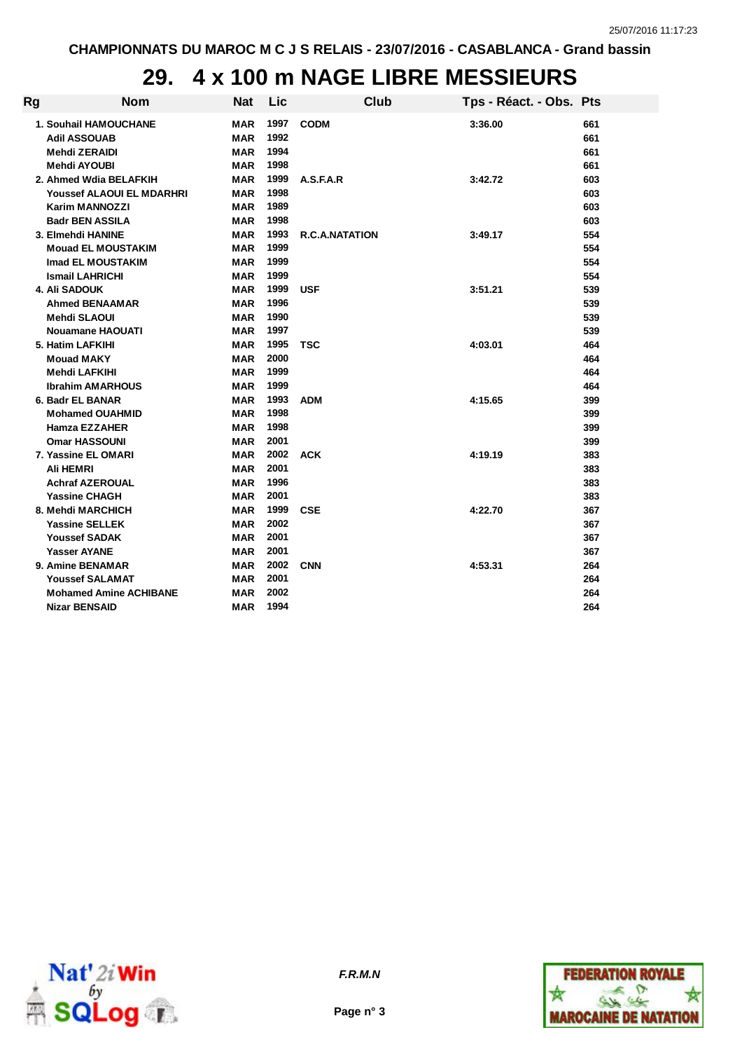CHAMPIONNATS DU MAROC M C J S RELAIS - 23/07/2016 - CASABLANCA - Grand bassin

# 29. 4 x 100 m NAGE LIBRE MESSIEURS

| Rg | Nom | Nat | Lic | Club | Tps - Réact. - Obs. | Pts |
|---|---|---|---|---|---|---|
| 1. | Souhail HAMOUCHANE | MAR | 1997 | CODM | 3:36.00 | 661 |
| | Adil ASSOUAB | MAR | 1992 | | | 661 |
| | Mehdi ZERAIDI | MAR | 1994 | | | 661 |
| | Mehdi AYOUBI | MAR | 1998 | | | 661 |
| 2. | Ahmed Wdia BELAFKIH | MAR | 1999 | A.S.F.A.R | 3:42.72 | 603 |
| | Youssef ALAOUI EL MDARHRI | MAR | 1998 | | | 603 |
| | Karim MANNOZZI | MAR | 1989 | | | 603 |
| | Badr BEN ASSILA | MAR | 1998 | | | 603 |
| 3. | Elmehdi HANINE | MAR | 1993 | R.C.A.NATATION | 3:49.17 | 554 |
| | Mouad EL MOUSTAKIM | MAR | 1999 | | | 554 |
| | Imad EL MOUSTAKIM | MAR | 1999 | | | 554 |
| | Ismail LAHRICHI | MAR | 1999 | | | 554 |
| 4. | Ali SADOUK | MAR | 1999 | USF | 3:51.21 | 539 |
| | Ahmed BENAAMAR | MAR | 1996 | | | 539 |
| | Mehdi SLAOUI | MAR | 1990 | | | 539 |
| | Nouamane HAOUATI | MAR | 1997 | | | 539 |
| 5. | Hatim LAFKIHI | MAR | 1995 | TSC | 4:03.01 | 464 |
| | Mouad MAKY | MAR | 2000 | | | 464 |
| | Mehdi LAFKIHI | MAR | 1999 | | | 464 |
| | Ibrahim AMARHOUS | MAR | 1999 | | | 464 |
| 6. | Badr EL BANAR | MAR | 1993 | ADM | 4:15.65 | 399 |
| | Mohamed OUAHMID | MAR | 1998 | | | 399 |
| | Hamza EZZAHER | MAR | 1998 | | | 399 |
| | Omar HASSOUNI | MAR | 2001 | | | 399 |
| 7. | Yassine EL OMARI | MAR | 2002 | ACK | 4:19.19 | 383 |
| | Ali HEMRI | MAR | 2001 | | | 383 |
| | Achraf AZEROUAL | MAR | 1996 | | | 383 |
| | Yassine CHAGH | MAR | 2001 | | | 383 |
| 8. | Mehdi MARCHICH | MAR | 1999 | CSE | 4:22.70 | 367 |
| | Yassine SELLEK | MAR | 2002 | | | 367 |
| | Youssef SADAK | MAR | 2001 | | | 367 |
| | Yasser AYANE | MAR | 2001 | | | 367 |
| 9. | Amine BENAMAR | MAR | 2002 | CNN | 4:53.31 | 264 |
| | Youssef SALAMAT | MAR | 2001 | | | 264 |
| | Mohamed Amine ACHIBANE | MAR | 2002 | | | 264 |
| | Nizar BENSAID | MAR | 1994 | | | 264 |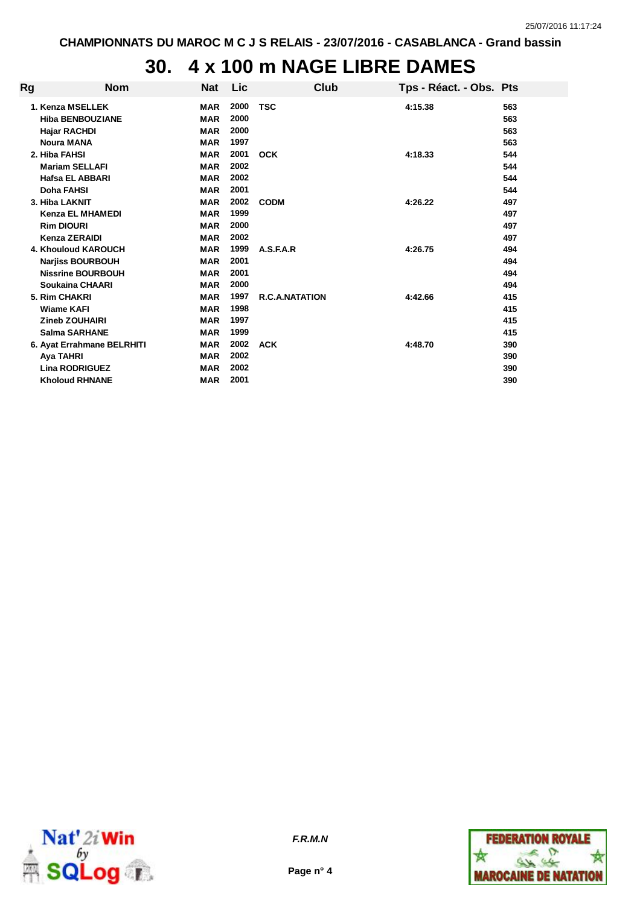# 30. 4 x 100 m NAGE LIBRE DAMES

| Rg | Nom | Nat | Lic | Club | Tps - Réact. - Obs. | Pts |
|---|---|---|---|---|---|---|
| 1. | Kenza MSELLEK | MAR | 2000 | TSC | 4:15.38 | 563 |
| | Hiba BENBOUZIANE | MAR | 2000 | | | 563 |
| | Hajar RACHDI | MAR | 2000 | | | 563 |
| | Noura MANA | MAR | 1997 | | | 563 |
| 2. | Hiba FAHSI | MAR | 2001 | OCK | 4:18.33 | 544 |
| | Mariam SELLAFI | MAR | 2002 | | | 544 |
| | Hafsa EL ABBARI | MAR | 2002 | | | 544 |
| | Doha FAHSI | MAR | 2001 | | | 544 |
| 3. | Hiba LAKNIT | MAR | 2002 | CODM | 4:26.22 | 497 |
| | Kenza EL MHAMEDI | MAR | 1999 | | | 497 |
| | Rim DIOURI | MAR | 2000 | | | 497 |
| | Kenza ZERAIDI | MAR | 2002 | | | 497 |
| 4. | Khouloud KAROUCH | MAR | 1999 | A.S.F.A.R | 4:26.75 | 494 |
| | Narjiss BOURBOUH | MAR | 2001 | | | 494 |
| | Nissrine BOURBOUH | MAR | 2001 | | | 494 |
| | Soukaina CHAARI | MAR | 2000 | | | 494 |
| 5. | Rim CHAKRI | MAR | 1997 | R.C.A.NATATION | 4:42.66 | 415 |
| | Wiame KAFI | MAR | 1998 | | | 415 |
| | Zineb ZOUHAIRI | MAR | 1997 | | | 415 |
| | Salma SARHANE | MAR | 1999 | | | 415 |
| 6. | Ayat Errahmane BELRHITI | MAR | 2002 | ACK | 4:48.70 | 390 |
| | Aya TAHRI | MAR | 2002 | | | 390 |
| | Lina RODRIGUEZ | MAR | 2002 | | | 390 |
| | Kholoud RHNANE | MAR | 2001 | | | 390 |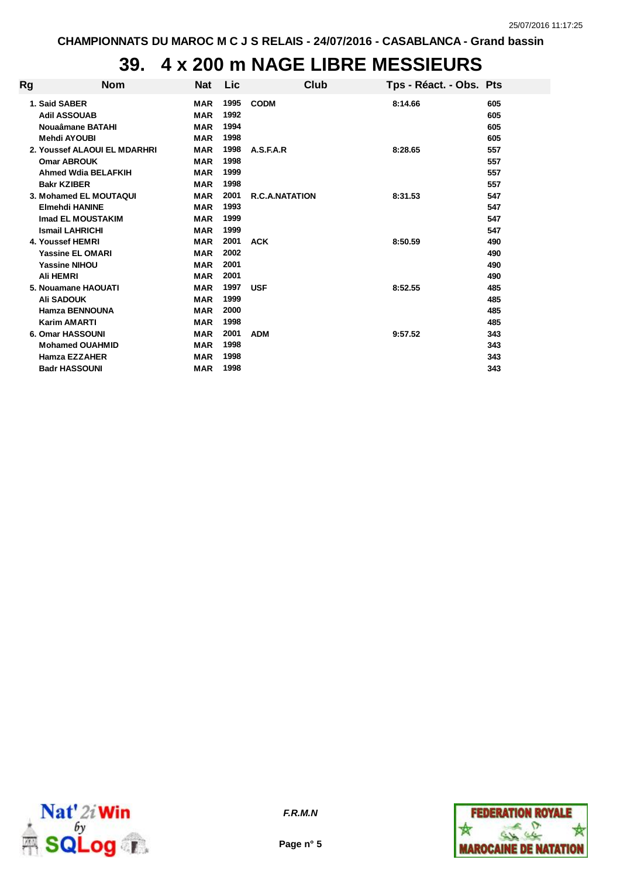# 39. 4 x 200 m NAGE LIBRE MESSIEURS

| Rg | Nom | Nat | Lic | Club | Tps - Réact. - Obs. | Pts |
|---|---|---|---|---|---|---|
| 1. | Said SABER | MAR | 1995 | CODM | 8:14.66 | 605 |
| | Adil ASSOUAB | MAR | 1992 | | | 605 |
| | Nouaâmane BATAHI | MAR | 1994 | | | 605 |
| | Mehdi AYOUBI | MAR | 1998 | | | 605 |
| 2. | Youssef ALAOUI EL MDARHRI | MAR | 1998 | A.S.F.A.R | 8:28.65 | 557 |
| | Omar ABROUK | MAR | 1998 | | | 557 |
| | Ahmed Wdia BELAFKIH | MAR | 1999 | | | 557 |
| | Bakr KZIBER | MAR | 1998 | | | 557 |
| 3. | Mohamed EL MOUTAQUI | MAR | 2001 | R.C.A.NATATION | 8:31.53 | 547 |
| | Elmehdi HANINE | MAR | 1993 | | | 547 |
| | Imad EL MOUSTAKIM | MAR | 1999 | | | 547 |
| | Ismail LAHRICHI | MAR | 1999 | | | 547 |
| 4. | Youssef HEMRI | MAR | 2001 | ACK | 8:50.59 | 490 |
| | Yassine EL OMARI | MAR | 2002 | | | 490 |
| | Yassine NIHOU | MAR | 2001 | | | 490 |
| | Ali HEMRI | MAR | 2001 | | | 490 |
| 5. | Nouamane HAOUATI | MAR | 1997 | USF | 8:52.55 | 485 |
| | Ali SADOUK | MAR | 1999 | | | 485 |
| | Hamza BENNOUNA | MAR | 2000 | | | 485 |
| | Karim AMARTI | MAR | 1998 | | | 485 |
| 6. | Omar HASSOUNI | MAR | 2001 | ADM | 9:57.52 | 343 |
| | Mohamed OUAHMID | MAR | 1998 | | | 343 |
| | Hamza EZZAHER | MAR | 1998 | | | 343 |
| | Badr HASSOUNI | MAR | 1998 | | | 343 |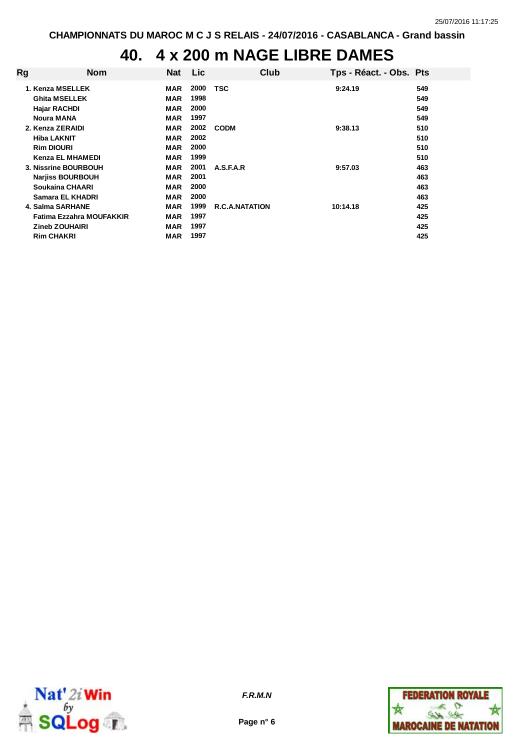# 40. 4 x 200 m NAGE LIBRE DAMES

| Rg | Nom | Nat | Lic | Club | Tps - Réact. - Obs. | Pts |
|---|---|---|---|---|---|---|
| 1. | Kenza MSELLEK | MAR | 2000 | TSC | 9:24.19 | 549 |
| | Ghita MSELLEK | MAR | 1998 | | | 549 |
| | Hajar RACHDI | MAR | 2000 | | | 549 |
| | Noura MANA | MAR | 1997 | | | 549 |
| 2. | Kenza ZERAIDI | MAR | 2002 | CODM | 9:38.13 | 510 |
| | Hiba LAKNIT | MAR | 2002 | | | 510 |
| | Rim DIOURI | MAR | 2000 | | | 510 |
| | Kenza EL MHAMEDI | MAR | 1999 | | | 510 |
| 3. | Nissrine BOURBOUH | MAR | 2001 | A.S.F.A.R | 9:57.03 | 463 |
| | Narjiss BOURBOUH | MAR | 2001 | | | 463 |
| | Soukaina CHAARI | MAR | 2000 | | | 463 |
| | Samara EL KHADRI | MAR | 2000 | | | 463 |
| 4. | Salma SARHANE | MAR | 1999 | R.C.A.NATATION | 10:14.18 | 425 |
| | Fatima Ezzahra MOUFAKKIR | MAR | 1997 | | | 425 |
| | Zineb ZOUHAIRI | MAR | 1997 | | | 425 |
| | Rim CHAKRI | MAR | 1997 | | | 425 |